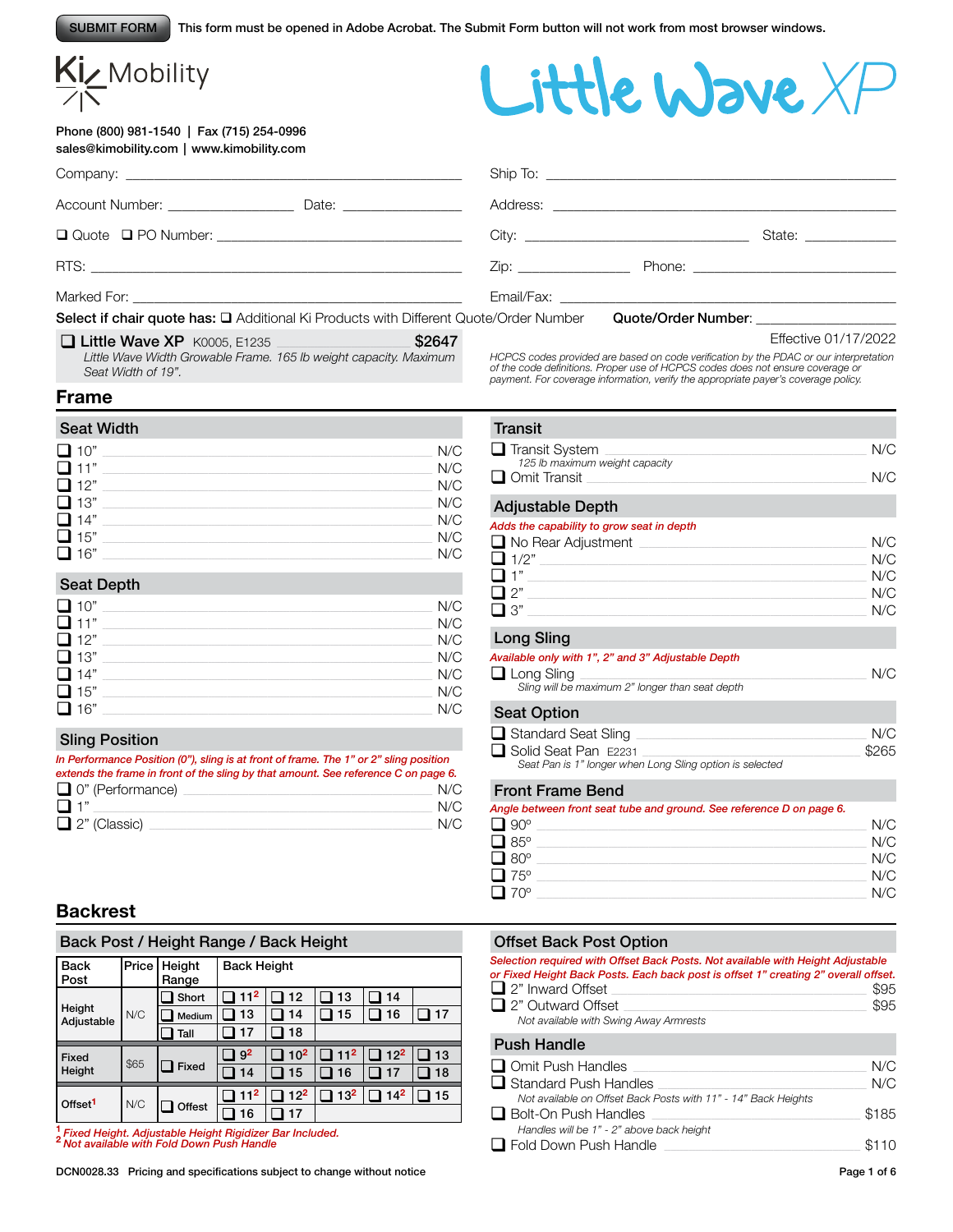SUBMIT FORM This form must be opened in Adobe Acrobat. The Submit Form button will not work from most browser windows.

Ki Mobility

# Little Wave XP

Phone (800) 981-1540 | Fax (715) 254-0996
sales@kimobility.com | www.kimobility.com

Company: ______________________

Account Number: ____________ Date: ____________

❑ Quote ❑ PO Number: ______________________

RTS: ______________________

Marked For: ______________________

Ship To: ______________________

Address: ______________________

City: ______________ State: ________

Zip: ____________ Phone: ______________

Email/Fax: ______________________

**Select if chair quote has:** ❑ Additional Ki Products with Different Quote/Order Number **Quote/Order Number:** ____________

❑ **Little Wave XP** K0005, E1235 **$2647**
*Little Wave Width Growable Frame. 165 lb weight capacity. Maximum Seat Width of 19".*

Effective 01/17/2022

*HCPCS codes provided are based on code verification by the PDAC or our interpretation of the code definitions. Proper use of HCPCS codes does not ensure coverage or payment. For coverage information, verify the appropriate payer's coverage policy.*

## Frame

### Seat Width

- ❑ 10" — N/C
- ❑ 11" — N/C
- ❑ 12" — N/C
- ❑ 13" — N/C
- ❑ 14" — N/C
- ❑ 15" — N/C
- ❑ 16" — N/C

### Seat Depth

- ❑ 10" — N/C
- ❑ 11" — N/C
- ❑ 12" — N/C
- ❑ 13" — N/C
- ❑ 14" — N/C
- ❑ 15" — N/C
- ❑ 16" — N/C

### Sling Position

*In Performance Position (0"), sling is at front of frame. The 1" or 2" sling position extends the frame in front of the sling by that amount. See reference C on page 6.*

- ❑ 0" (Performance) — N/C
- ❑ 1" — N/C
- ❑ 2" (Classic) — N/C

### Transit

- ❑ Transit System — N/C
  *125 lb maximum weight capacity*
- ❑ Omit Transit — N/C

### Adjustable Depth

*Adds the capability to grow seat in depth*

- ❑ No Rear Adjustment — N/C
- ❑ 1/2" — N/C
- ❑ 1" — N/C
- ❑ 2" — N/C
- ❑ 3" — N/C

### Long Sling

*Available only with 1", 2" and 3" Adjustable Depth*

- ❑ Long Sling — N/C
  *Sling will be maximum 2" longer than seat depth*

### Seat Option

- ❑ Standard Seat Sling — N/C
- ❑ Solid Seat Pan E2231 — $265
  *Seat Pan is 1" longer when Long Sling option is selected*

### Front Frame Bend

*Angle between front seat tube and ground. See reference D on page 6.*

- ❑ 90° — N/C
- ❑ 85° — N/C
- ❑ 80° — N/C
- ❑ 75° — N/C
- ❑ 70° — N/C

## Backrest

### Back Post / Height Range / Back Height

| Back Post | Price | Height Range | Back Height | | | | |
|---|---|---|---|---|---|---|---|
| Height Adjustable | N/C | ❑ Short | ❑ 11[2] | ❑ 12 | ❑ 13 | ❑ 14 | |
| | | ❑ Medium | ❑ 13 | ❑ 14 | ❑ 15 | ❑ 16 | ❑ 17 |
| | | ❑ Tall | ❑ 17 | ❑ 18 | | | |
| Fixed Height | $65 | ❑ Fixed | ❑ 9[2] | ❑ 10[2] | ❑ 11[2] | ❑ 12[2] | ❑ 13 |
| | | | ❑ 14 | ❑ 15 | ❑ 16 | ❑ 17 | ❑ 18 |
| Offset[1] | N/C | ❑ Offset | ❑ 11[2] | ❑ 12[2] | ❑ 13[2] | ❑ 14[2] | ❑ 15 |
| | | | ❑ 16 | ❑ 17 | | | |

*[1] Fixed Height. Adjustable Height Rigidizer Bar Included.*
*[2] Not available with Fold Down Push Handle*

### Offset Back Post Option

*Selection required with Offset Back Posts. Not available with Height Adjustable or Fixed Height Back Posts. Each back post is offset 1" creating 2" overall offset.*

- ❑ 2" Inward Offset — $95
- ❑ 2" Outward Offset — $95
  *Not available with Swing Away Armrests*

### Push Handle

- ❑ Omit Push Handles — N/C
- ❑ Standard Push Handles — N/C
  *Not available on Offset Back Posts with 11" - 14" Back Heights*
- ❑ Bolt-On Push Handles — $185
  *Handles will be 1" - 2" above back height*
- ❑ Fold Down Push Handle — $110

DCN0028.33 Pricing and specifications subject to change without notice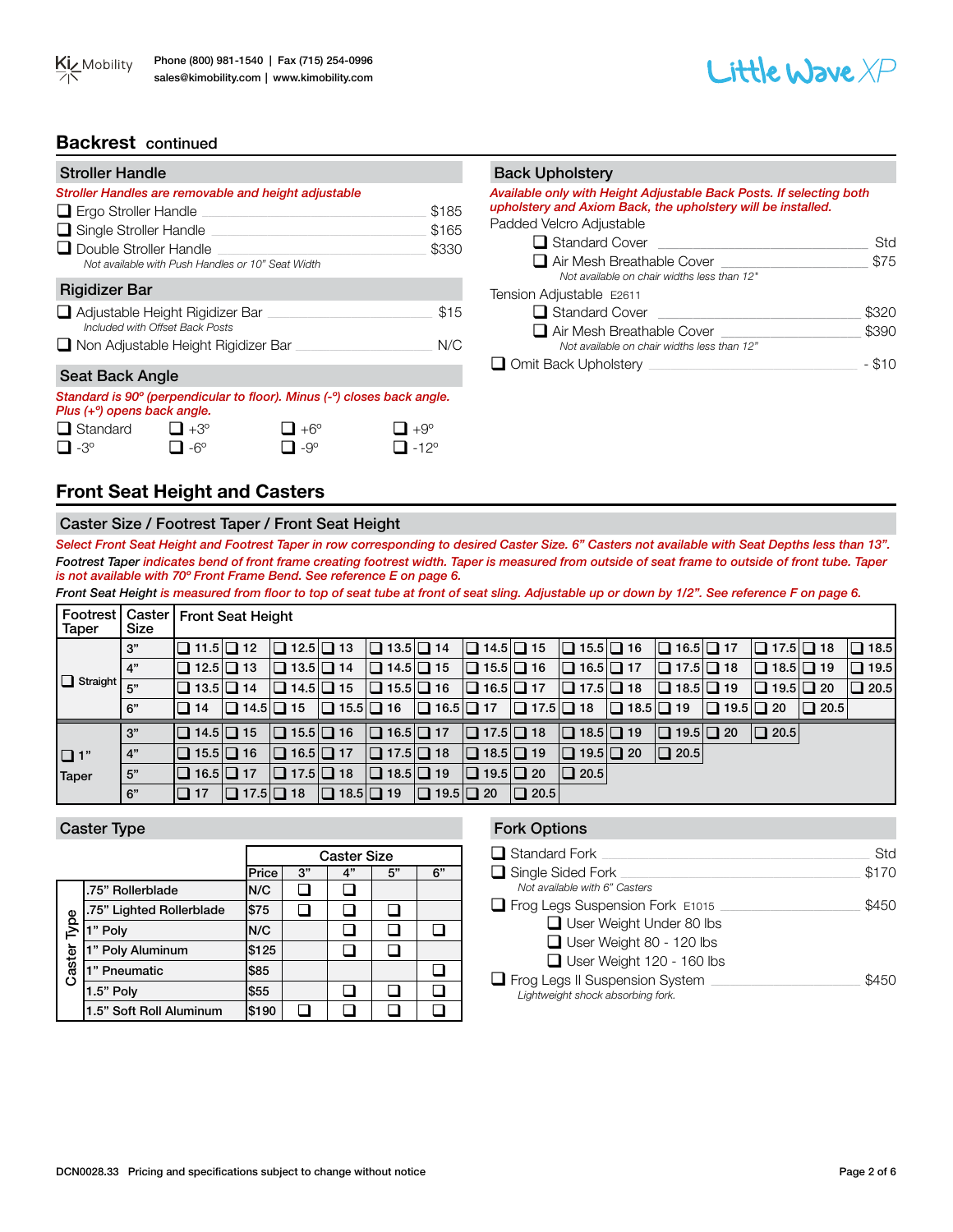## Backrest continued

### Stroller Handle

*Stroller Handles are removable and height adjustable*

- ❑ Ergo Stroller Handle — $185
- ❑ Single Stroller Handle — $165
- ❑ Double Stroller Handle — $330
  *Not available with Push Handles or 10" Seat Width*

### Rigidizer Bar

- ❑ Adjustable Height Rigidizer Bar — $15
  *Included with Offset Back Posts*
- ❑ Non Adjustable Height Rigidizer Bar — N/C

### Seat Back Angle

*Standard is 90º (perpendicular to floor). Minus (-º) closes back angle. Plus (+º) opens back angle.*

| | | | |
|---|---|---|---|
| ❑ Standard | ❑ +3º | ❑ +6º | ❑ +9º |
| ❑ -3º | ❑ -6º | ❑ -9º | ❑ -12º |

### Back Upholstery

*Available only with Height Adjustable Back Posts. If selecting both upholstery and Axiom Back, the upholstery will be installed.*

Padded Velcro Adjustable

- ❑ Standard Cover — Std
- ❑ Air Mesh Breathable Cover — $75
  *Not available on chair widths less than 12"*

Tension Adjustable E2611

- ❑ Standard Cover — $320
- ❑ Air Mesh Breathable Cover — $390
  *Not available on chair widths less than 12"*

❑ Omit Back Upholstery — - $10

## Front Seat Height and Casters

### Caster Size / Footrest Taper / Front Seat Height

*Select Front Seat Height and Footrest Taper in row corresponding to desired Caster Size. 6" Casters not available with Seat Depths less than 13".*

*Footrest Taper indicates bend of front frame creating footrest width. Taper is measured from outside of seat frame to outside of front tube. Taper is not available with 70º Front Frame Bend. See reference E on page 6.*

*Front Seat Height is measured from floor to top of seat tube at front of seat sling. Adjustable up or down by 1/2". See reference F on page 6.*

| Footrest Taper | Caster Size | Front Seat Height | | | | | | | | | | | | | | | | |
|---|---|---|---|---|---|---|---|---|---|---|---|---|---|---|---|---|---|---|
| ❑ Straight | 3" | ❑ 11.5 | ❑ 12 | ❑ 12.5 | ❑ 13 | ❑ 13.5 | ❑ 14 | ❑ 14.5 | ❑ 15 | ❑ 15.5 | ❑ 16 | ❑ 16.5 | ❑ 17 | ❑ 17.5 | ❑ 18 | ❑ 18.5 | | |
| | 4" | ❑ 12.5 | ❑ 13 | ❑ 13.5 | ❑ 14 | ❑ 14.5 | ❑ 15 | ❑ 15.5 | ❑ 16 | ❑ 16.5 | ❑ 17 | ❑ 17.5 | ❑ 18 | ❑ 18.5 | ❑ 19 | ❑ 19.5 | | |
| | 5" | ❑ 13.5 | ❑ 14 | ❑ 14.5 | ❑ 15 | ❑ 15.5 | ❑ 16 | ❑ 16.5 | ❑ 17 | ❑ 17.5 | ❑ 18 | ❑ 18.5 | ❑ 19 | ❑ 19.5 | ❑ 20 | ❑ 20.5 | | |
| | 6" | ❑ 14 | ❑ 14.5 | ❑ 15 | ❑ 15.5 | ❑ 16 | ❑ 16.5 | ❑ 17 | ❑ 17.5 | ❑ 18 | ❑ 18.5 | ❑ 19 | ❑ 19.5 | ❑ 20 | ❑ 20.5 | | | |
| ❑ 1" Taper | 3" | ❑ 14.5 | ❑ 15 | ❑ 15.5 | ❑ 16 | ❑ 16.5 | ❑ 17 | ❑ 17.5 | ❑ 18 | ❑ 18.5 | ❑ 19 | ❑ 19.5 | ❑ 20 | ❑ 20.5 | | | | |
| | 4" | ❑ 15.5 | ❑ 16 | ❑ 16.5 | ❑ 17 | ❑ 17.5 | ❑ 18 | ❑ 18.5 | ❑ 19 | ❑ 19.5 | ❑ 20 | ❑ 20.5 | | | | | | |
| | 5" | ❑ 16.5 | ❑ 17 | ❑ 17.5 | ❑ 18 | ❑ 18.5 | ❑ 19 | ❑ 19.5 | ❑ 20 | ❑ 20.5 | | | | | | | | |
| | 6" | ❑ 17 | ❑ 17.5 | ❑ 18 | ❑ 18.5 | ❑ 19 | ❑ 19.5 | ❑ 20 | ❑ 20.5 | | | | | | | | | |

### Caster Type

| Caster Type | Price | 3" | 4" | 5" | 6" |
|---|---|---|---|---|---|
| .75" Rollerblade | N/C | ❑ | ❑ | | |
| .75" Lighted Rollerblade | $75 | ❑ | ❑ | ❑ | |
| 1" Poly | N/C | | ❑ | ❑ | ❑ |
| 1" Poly Aluminum | $125 | | ❑ | ❑ | |
| 1" Pneumatic | $85 | | | | ❑ |
| 1.5" Poly | $55 | | ❑ | ❑ | ❑ |
| 1.5" Soft Roll Aluminum | $190 | ❑ | ❑ | ❑ | ❑ |

### Fork Options

- ❑ Standard Fork — Std
- ❑ Single Sided Fork — $170
  *Not available with 6" Casters*
- ❑ Frog Legs Suspension Fork E1015 — $450
  - ❑ User Weight Under 80 lbs
  - ❑ User Weight 80 - 120 lbs
  - ❑ User Weight 120 - 160 lbs
- ❑ Frog Legs II Suspension System — $450
  *Lightweight shock absorbing fork.*

DCN0028.33 Pricing and specifications subject to change without notice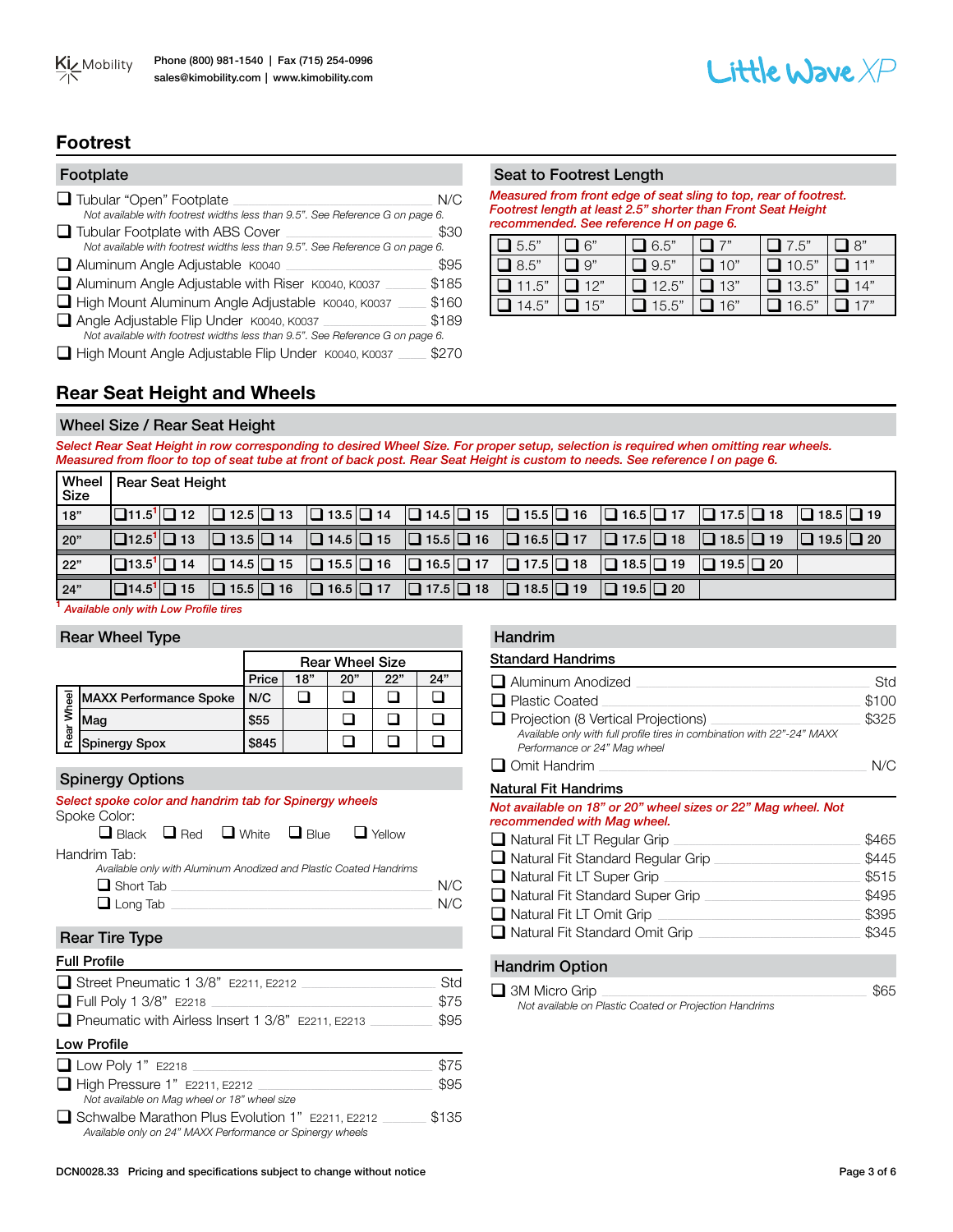# Footrest

## Footplate

- ❑ Tubular "Open" Footplate — N/C
  *Not available with footrest widths less than 9.5". See Reference G on page 6.*
- ❑ Tubular Footplate with ABS Cover — $30
  *Not available with footrest widths less than 9.5". See Reference G on page 6.*
- ❑ Aluminum Angle Adjustable K0040 — $95
- ❑ Aluminum Angle Adjustable with Riser K0040, K0037 — $185
- ❑ High Mount Aluminum Angle Adjustable K0040, K0037 — $160
- ❑ Angle Adjustable Flip Under K0040, K0037 — $189
  *Not available with footrest widths less than 9.5". See Reference G on page 6.*
- ❑ High Mount Angle Adjustable Flip Under K0040, K0037 — $270

## Seat to Footrest Length

*Measured from front edge of seat sling to top, rear of footrest. Footrest length at least 2.5" shorter than Front Seat Height recommended. See reference H on page 6.*

| | | | | | |
|---|---|---|---|---|---|
| ❑ 5.5" | ❑ 6" | ❑ 6.5" | ❑ 7" | ❑ 7.5" | ❑ 8" |
| ❑ 8.5" | ❑ 9" | ❑ 9.5" | ❑ 10" | ❑ 10.5" | ❑ 11" |
| ❑ 11.5" | ❑ 12" | ❑ 12.5" | ❑ 13" | ❑ 13.5" | ❑ 14" |
| ❑ 14.5" | ❑ 15" | ❑ 15.5" | ❑ 16" | ❑ 16.5" | ❑ 17" |

# Rear Seat Height and Wheels

## Wheel Size / Rear Seat Height

*Select Rear Seat Height in row corresponding to desired Wheel Size. For proper setup, selection is required when omitting rear wheels. Measured from floor to top of seat tube at front of back post. Rear Seat Height is custom to needs. See reference I on page 6.*

| Wheel Size | Rear Seat Height | | | | | | | | | | | | | | | | | |
|---|---|---|---|---|---|---|---|---|---|---|---|---|---|---|---|---|---|---|
| 18" | ❑ 11.5[1] | ❑ 12 | ❑ 12.5 | ❑ 13 | ❑ 13.5 | ❑ 14 | ❑ 14.5 | ❑ 15 | ❑ 15.5 | ❑ 16 | ❑ 16.5 | ❑ 17 | ❑ 17.5 | ❑ 18 | ❑ 18.5 | ❑ 19 |
| 20" | ❑ 12.5[1] | ❑ 13 | ❑ 13.5 | ❑ 14 | ❑ 14.5 | ❑ 15 | ❑ 15.5 | ❑ 16 | ❑ 16.5 | ❑ 17 | ❑ 17.5 | ❑ 18 | ❑ 18.5 | ❑ 19 | ❑ 19.5 | ❑ 20 |
| 22" | ❑ 13.5[1] | ❑ 14 | ❑ 14.5 | ❑ 15 | ❑ 15.5 | ❑ 16 | ❑ 16.5 | ❑ 17 | ❑ 17.5 | ❑ 18 | ❑ 18.5 | ❑ 19 | ❑ 19.5 | ❑ 20 | | |
| 24" | ❑ 14.5[1] | ❑ 15 | ❑ 15.5 | ❑ 16 | ❑ 16.5 | ❑ 17 | ❑ 17.5 | ❑ 18 | ❑ 18.5 | ❑ 19 | ❑ 19.5 | ❑ 20 | | | | |

[1] *Available only with Low Profile tires*

## Rear Wheel Type

| Rear Wheel | Price | 18" | 20" | 22" | 24" |
|---|---|---|---|---|---|
| | | Rear Wheel Size | | | |
| MAXX Performance Spoke | N/C | ❑ | ❑ | ❑ | ❑ |
| Mag | $55 | | ❑ | ❑ | ❑ |
| Spinergy Spox | $845 | | ❑ | ❑ | ❑ |

## Spinergy Options

*Select spoke color and handrim tab for Spinergy wheels*

Spoke Color:

❑ Black ❑ Red ❑ White ❑ Blue ❑ Yellow

Handrim Tab:

*Available only with Aluminum Anodized and Plastic Coated Handrims*

- ❑ Short Tab — N/C
- ❑ Long Tab — N/C

## Rear Tire Type

### Full Profile

- ❑ Street Pneumatic 1 3/8" E2211, E2212 — Std
- ❑ Full Poly 1 3/8" E2218 — $75
- ❑ Pneumatic with Airless Insert 1 3/8" E2211, E2213 — $95

### Low Profile

- ❑ Low Poly 1" E2218 — $75
- ❑ High Pressure 1" E2211, E2212 — $95
  *Not available on Mag wheel or 18" wheel size*
- ❑ Schwalbe Marathon Plus Evolution 1" E2211, E2212 — $135
  *Available only on 24" MAXX Performance or Spinergy wheels*

## Handrim

### Standard Handrims

- ❑ Aluminum Anodized — Std
- ❑ Plastic Coated — $100
- ❑ Projection (8 Vertical Projections) — $325
  *Available only with full profile tires in combination with 22"-24" MAXX Performance or 24" Mag wheel*
- ❑ Omit Handrim — N/C

### Natural Fit Handrims

*Not available on 18" or 20" wheel sizes or 22" Mag wheel. Not recommended with Mag wheel.*

- ❑ Natural Fit LT Regular Grip — $465
- ❑ Natural Fit Standard Regular Grip — $445
- ❑ Natural Fit LT Super Grip — $515
- ❑ Natural Fit Standard Super Grip — $495
- ❑ Natural Fit LT Omit Grip — $395
- ❑ Natural Fit Standard Omit Grip — $345

## Handrim Option

- ❑ 3M Micro Grip — $65
  *Not available on Plastic Coated or Projection Handrims*

DCN0028.33 Pricing and specifications subject to change without notice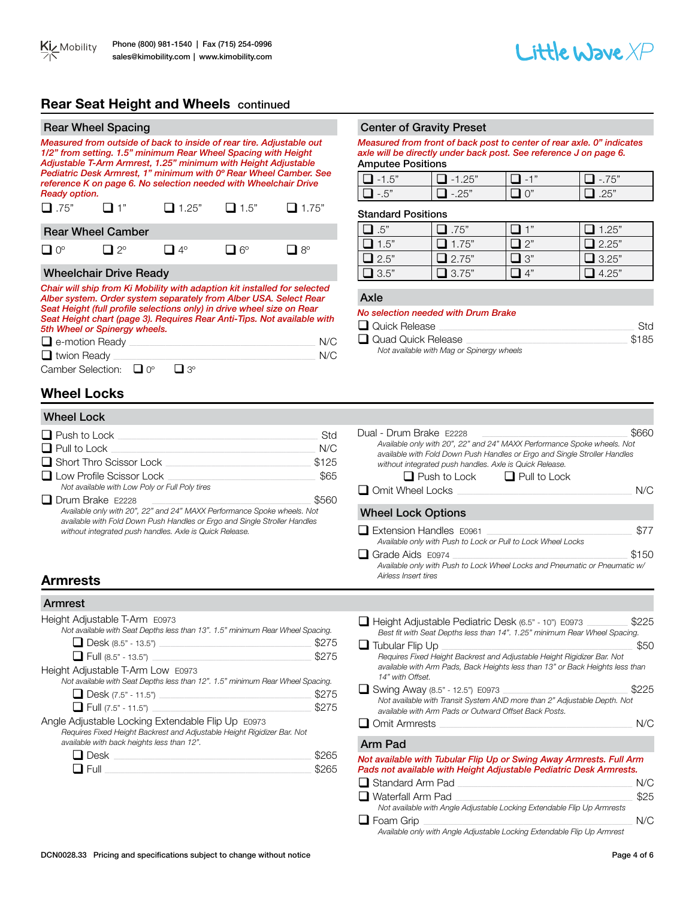## Rear Seat Height and Wheels continued

### Rear Wheel Spacing

*Measured from outside of back to inside of rear tire. Adjustable out 1/2" from setting. 1.5" minimum Rear Wheel Spacing with Height Adjustable T-Arm Armrest, 1.25" minimum with Height Adjustable Pediatric Desk Armrest, 1" minimum with 0º Rear Wheel Camber. See reference K on page 6. No selection needed with Wheelchair Drive Ready option.*

❑ .75"  ❑ 1"  ❑ 1.25"  ❑ 1.5"  ❑ 1.75"

### Rear Wheel Camber

❑ 0º  ❑ 2º  ❑ 4º  ❑ 6º  ❑ 8º

### Wheelchair Drive Ready

*Chair will ship from Ki Mobility with adaption kit installed for selected Alber system. Order system separately from Alber USA. Select Rear Seat Height (full profile selections only) in drive wheel size on Rear Seat Height chart (page 3). Requires Rear Anti-Tips. Not available with 5th Wheel or Spinergy wheels.*

- ❑ e-motion Ready — N/C
- ❑ twion Ready — N/C

Camber Selection: ❑ 0º  ❑ 3º

### Center of Gravity Preset

*Measured from front of back post to center of rear axle. 0" indicates axle will be directly under back post. See reference J on page 6.*

Amputee Positions

| | | | |
|---|---|---|---|
| ❑ -1.5" | ❑ -1.25" | ❑ -1" | ❑ -.75" |
| ❑ -.5" | ❑ -.25" | ❑ 0" | ❑ .25" |

Standard Positions

| | | | |
|---|---|---|---|
| ❑ .5" | ❑ .75" | ❑ 1" | ❑ 1.25" |
| ❑ 1.5" | ❑ 1.75" | ❑ 2" | ❑ 2.25" |
| ❑ 2.5" | ❑ 2.75" | ❑ 3" | ❑ 3.25" |
| ❑ 3.5" | ❑ 3.75" | ❑ 4" | ❑ 4.25" |

### Axle

*No selection needed with Drum Brake*

- ❑ Quick Release — Std
- ❑ Quad Quick Release — $185
  *Not available with Mag or Spinergy wheels*

## Wheel Locks

### Wheel Lock

- ❑ Push to Lock — Std
- ❑ Pull to Lock — N/C
- ❑ Short Thro Scissor Lock — $125
- ❑ Low Profile Scissor Lock — $65
  *Not available with Low Poly or Full Poly tires*
- ❑ Drum Brake E2228 — $560
  *Available only with 20", 22" and 24" MAXX Performance Spoke wheels. Not available with Fold Down Push Handles or Ergo and Single Stroller Handles without integrated push handles. Axle is Quick Release.*
- Dual - Drum Brake E2228 — $660
  *Available only with 20", 22" and 24" MAXX Performance Spoke wheels. Not available with Fold Down Push Handles or Ergo and Single Stroller Handles without integrated push handles. Axle is Quick Release.*
  ❑ Push to Lock  ❑ Pull to Lock
- ❑ Omit Wheel Locks — N/C

### Wheel Lock Options

- ❑ Extension Handles E0961 — $77
  *Available only with Push to Lock or Pull to Lock Wheel Locks*
- ❑ Grade Aids E0974 — $150
  *Available only with Push to Lock Wheel Locks and Pneumatic or Pneumatic w/ Airless Insert tires*

## Armrests

### Armrest

Height Adjustable T-Arm E0973
*Not available with Seat Depths less than 13". 1.5" minimum Rear Wheel Spacing.*

- ❑ Desk (8.5" - 13.5") — $275
- ❑ Full (8.5" - 13.5") — $275

Height Adjustable T-Arm Low E0973
*Not available with Seat Depths less than 12". 1.5" minimum Rear Wheel Spacing.*

- ❑ Desk (7.5" - 11.5") — $275
- ❑ Full (7.5" - 11.5") — $275

Angle Adjustable Locking Extendable Flip Up E0973
*Requires Fixed Height Backrest and Adjustable Height Rigidizer Bar. Not available with back heights less than 12".*

- ❑ Desk — $265
- ❑ Full — $265

- ❑ Height Adjustable Pediatric Desk (6.5" - 10") E0973 — $225
  *Best fit with Seat Depths less than 14". 1.25" minimum Rear Wheel Spacing.*
- ❑ Tubular Flip Up — $50
  *Requires Fixed Height Backrest and Adjustable Height Rigidizer Bar. Not available with Arm Pads, Back Heights less than 13" or Back Heights less than 14" with Offset.*
- ❑ Swing Away (8.5" - 12.5") E0973 — $225
  *Not available with Transit System AND more than 2" Adjustable Depth. Not available with Arm Pads or Outward Offset Back Posts.*
- ❑ Omit Armrests — N/C

### Arm Pad

*Not available with Tubular Flip Up or Swing Away Armrests. Full Arm Pads not available with Height Adjustable Pediatric Desk Armrests.*

- ❑ Standard Arm Pad — N/C
- ❑ Waterfall Arm Pad — $25
  *Not available with Angle Adjustable Locking Extendable Flip Up Armrests*
- ❑ Foam Grip — N/C
  *Available only with Angle Adjustable Locking Extendable Flip Up Armrest*

DCN0028.33 Pricing and specifications subject to change without notice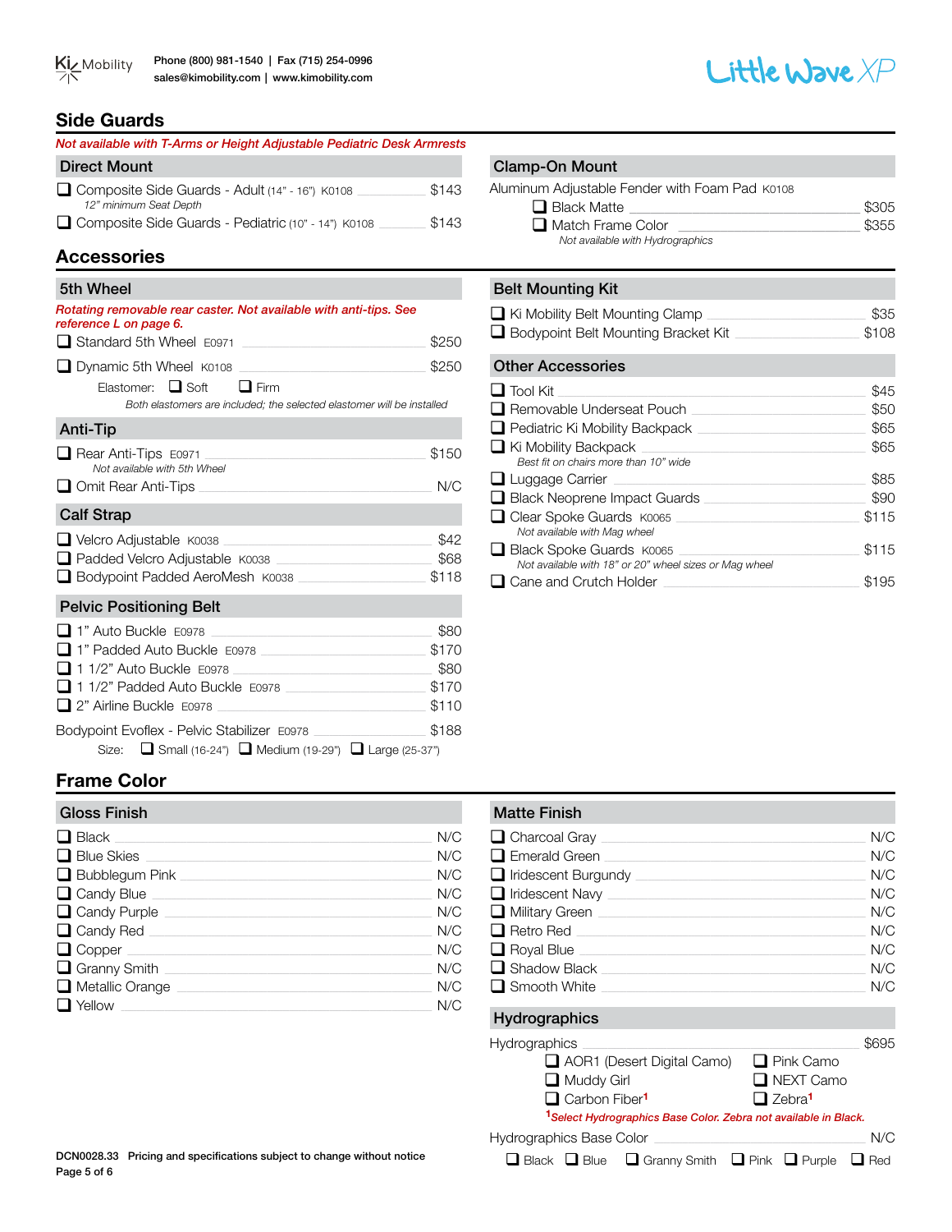## Side Guards

*Not available with T-Arms or Height Adjustable Pediatric Desk Armrests*

### Direct Mount

- ❑ Composite Side Guards - Adult (14" - 16") K0108 — $143
  *12" minimum Seat Depth*
- ❑ Composite Side Guards - Pediatric (10" - 14") K0108 — $143

### Clamp-On Mount

Aluminum Adjustable Fender with Foam Pad K0108

- ❑ Black Matte — $305
- ❑ Match Frame Color — $355
  *Not available with Hydrographics*

## Accessories

### 5th Wheel

*Rotating removable rear caster. Not available with anti-tips. See reference L on page 6.*

- ❑ Standard 5th Wheel E0971 — $250
- ❑ Dynamic 5th Wheel K0108 — $250
  Elastomer: ❑ Soft ❑ Firm
  *Both elastomers are included; the selected elastomer will be installed*

### Anti-Tip

- ❑ Rear Anti-Tips E0971 — $150
  *Not available with 5th Wheel*
- ❑ Omit Rear Anti-Tips — N/C

### Calf Strap

- ❑ Velcro Adjustable K0038 — $42
- ❑ Padded Velcro Adjustable K0038 — $68
- ❑ Bodypoint Padded AeroMesh K0038 — $118

### Pelvic Positioning Belt

- ❑ 1" Auto Buckle E0978 — $80
- ❑ 1" Padded Auto Buckle E0978 — $170
- ❑ 1 1/2" Auto Buckle E0978 — $80
- ❑ 1 1/2" Padded Auto Buckle E0978 — $170
- ❑ 2" Airline Buckle E0978 — $110

Bodypoint Evoflex - Pelvic Stabilizer E0978 — $188
Size: ❑ Small (16-24") ❑ Medium (19-29") ❑ Large (25-37")

### Belt Mounting Kit

- ❑ Ki Mobility Belt Mounting Clamp — $35
- ❑ Bodypoint Belt Mounting Bracket Kit — $108

### Other Accessories

- ❑ Tool Kit — $45
- ❑ Removable Underseat Pouch — $50
- ❑ Pediatric Ki Mobility Backpack — $65
- ❑ Ki Mobility Backpack — $65
  *Best fit on chairs more than 10" wide*
- ❑ Luggage Carrier — $85
- ❑ Black Neoprene Impact Guards — $90
- ❑ Clear Spoke Guards K0065 — $115
  *Not available with Mag wheel*
- ❑ Black Spoke Guards K0065 — $115
  *Not available with 18" or 20" wheel sizes or Mag wheel*
- ❑ Cane and Crutch Holder — $195

## Frame Color

### Gloss Finish

- ❑ Black — N/C
- ❑ Blue Skies — N/C
- ❑ Bubblegum Pink — N/C
- ❑ Candy Blue — N/C
- ❑ Candy Purple — N/C
- ❑ Candy Red — N/C
- ❑ Copper — N/C
- ❑ Granny Smith — N/C
- ❑ Metallic Orange — N/C
- ❑ Yellow — N/C

### Matte Finish

- ❑ Charcoal Gray — N/C
- ❑ Emerald Green — N/C
- ❑ Iridescent Burgundy — N/C
- ❑ Iridescent Navy — N/C
- ❑ Military Green — N/C
- ❑ Retro Red — N/C
- ❑ Royal Blue — N/C
- ❑ Shadow Black — N/C
- ❑ Smooth White — N/C

### Hydrographics

Hydrographics — $695

- ❑ AOR1 (Desert Digital Camo)
- ❑ Pink Camo
- ❑ Muddy Girl
- ❑ NEXT Camo
- ❑ Carbon Fiber[1]
- ❑ Zebra[1]

*[1]Select Hydrographics Base Color. Zebra not available in Black.*

Hydrographics Base Color — N/C

❑ Black ❑ Blue ❑ Granny Smith ❑ Pink ❑ Purple ❑ Red

DCN0028.33 Pricing and specifications subject to change without notice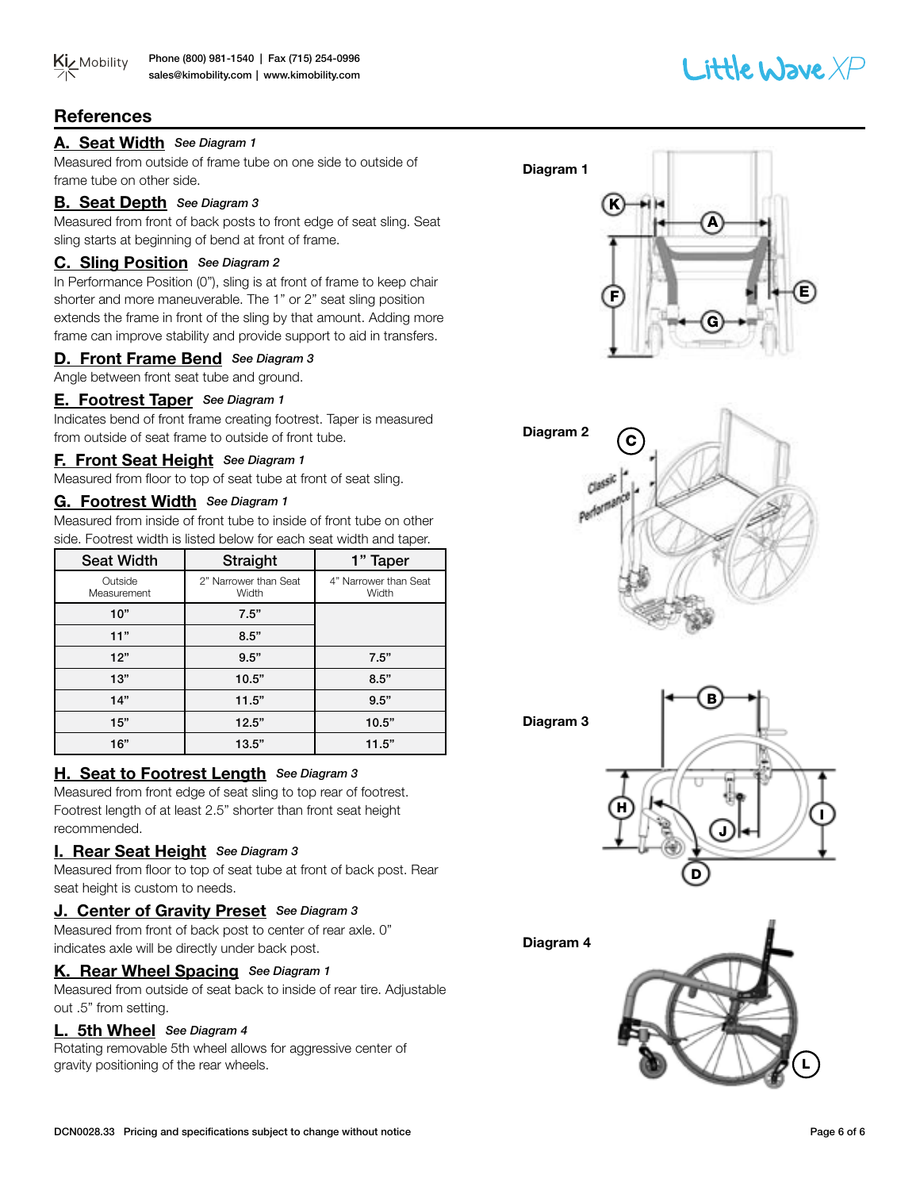## References

### A. Seat Width *See Diagram 1*

Measured from outside of frame tube on one side to outside of frame tube on other side.

### B. Seat Depth *See Diagram 3*

Measured from front of back posts to front edge of seat sling. Seat sling starts at beginning of bend at front of frame.

### C. Sling Position *See Diagram 2*

In Performance Position (0"), sling is at front of frame to keep chair shorter and more maneuverable. The 1" or 2" seat sling position extends the frame in front of the sling by that amount. Adding more frame can improve stability and provide support to aid in transfers.

### D. Front Frame Bend *See Diagram 3*

Angle between front seat tube and ground.

### E. Footrest Taper *See Diagram 1*

Indicates bend of front frame creating footrest. Taper is measured from outside of seat frame to outside of front tube.

### F. Front Seat Height *See Diagram 1*

Measured from floor to top of seat tube at front of seat sling.

### G. Footrest Width *See Diagram 1*

Measured from inside of front tube to inside of front tube on other side. Footrest width is listed below for each seat width and taper.

| Seat Width | Straight | 1" Taper |
|---|---|---|
| Outside Measurement | 2" Narrower than Seat Width | 4" Narrower than Seat Width |
| 10" | 7.5" | |
| 11" | 8.5" | |
| 12" | 9.5" | 7.5" |
| 13" | 10.5" | 8.5" |
| 14" | 11.5" | 9.5" |
| 15" | 12.5" | 10.5" |
| 16" | 13.5" | 11.5" |

### H. Seat to Footrest Length *See Diagram 3*

Measured from front edge of seat sling to top rear of footrest. Footrest length of at least 2.5" shorter than front seat height recommended.

### I. Rear Seat Height *See Diagram 3*

Measured from floor to top of seat tube at front of back post. Rear seat height is custom to needs.

### J. Center of Gravity Preset *See Diagram 3*

Measured from front of back post to center of rear axle. 0" indicates axle will be directly under back post.

### K. Rear Wheel Spacing *See Diagram 1*

Measured from outside of seat back to inside of rear tire. Adjustable out .5" from setting.

### L. 5th Wheel *See Diagram 4*

Rotating removable 5th wheel allows for aggressive center of gravity positioning of the rear wheels.

Diagram 1

Diagram 2

Diagram 3

Diagram 4

DCN0028.33 Pricing and specifications subject to change without notice